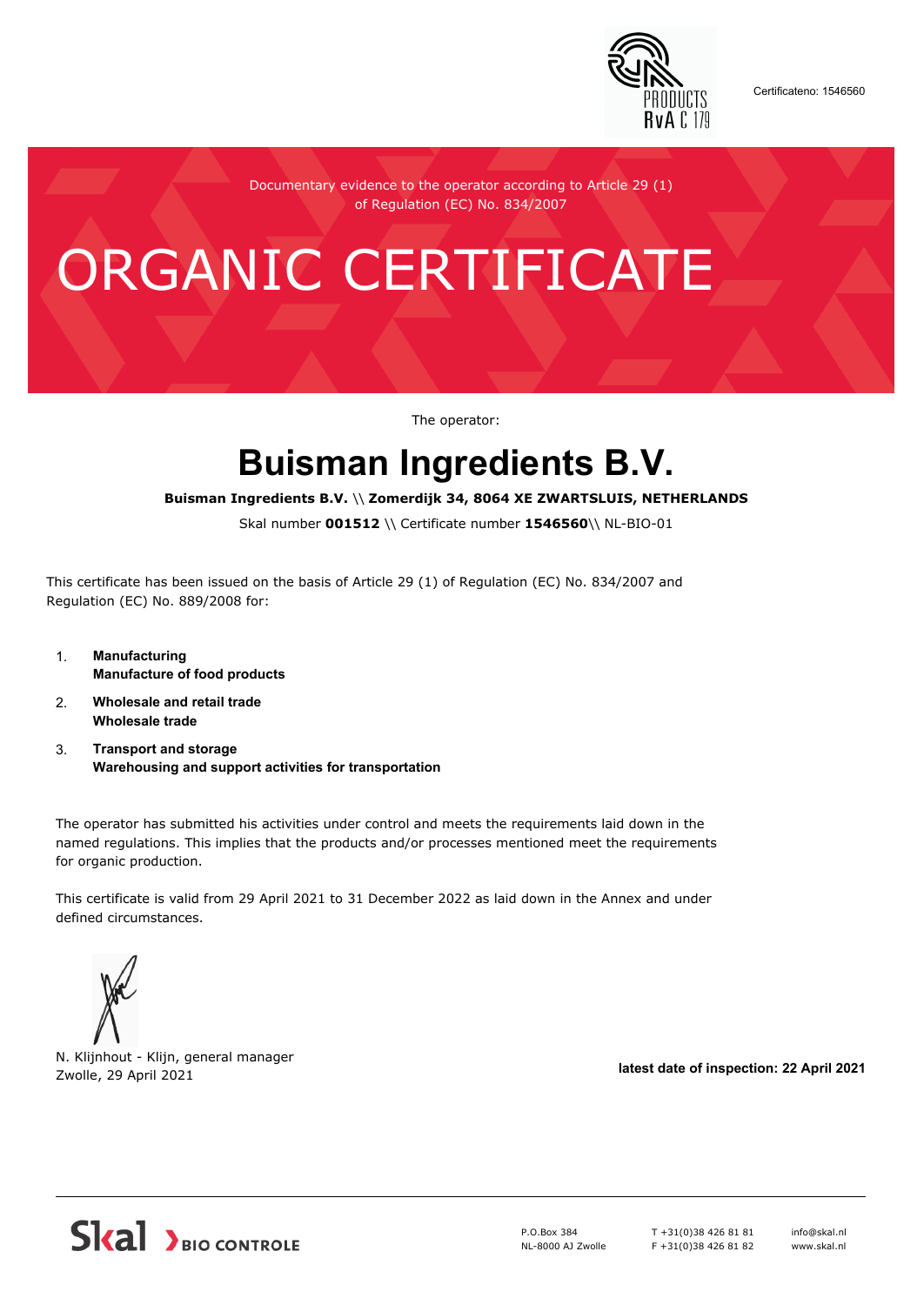Certificateno: 1546560

Documentary evidence to the operator according to Article 29 (1) of Regulation (EC) No. 834/2007

# ORGANIC CERTIFICATE

The operator:

## Buisman Ingredients B.V.

**Buisman Ingredients B.V. \\ Zomerdijk 34, 8064 XE ZWARTSLUIS, NETHERLANDS**

Skal number **001512** \\ Certificate number **1546560**\\ NL-BIO-01

This certificate has been issued on the basis of Article 29 (1) of Regulation (EC) No. 834/2007 and Regulation (EC) No. 889/2008 for:

1. **Manufacturing**
   **Manufacture of food products**
2. **Wholesale and retail trade**
   **Wholesale trade**
3. **Transport and storage**
   **Warehousing and support activities for transportation**

The operator has submitted his activities under control and meets the requirements laid down in the named regulations. This implies that the products and/or processes mentioned meet the requirements for organic production.

This certificate is valid from 29 April 2021 to 31 December 2022 as laid down in the Annex and under defined circumstances.

N. Klijnhout - Klijn, general manager
Zwolle, 29 April 2021

**latest date of inspection: 22 April 2021**

Skal BIO CONTROLE

P.O.Box 384
NL-8000 AJ Zwolle

T +31(0)38 426 81 81
F +31(0)38 426 81 82

info@skal.nl
www.skal.nl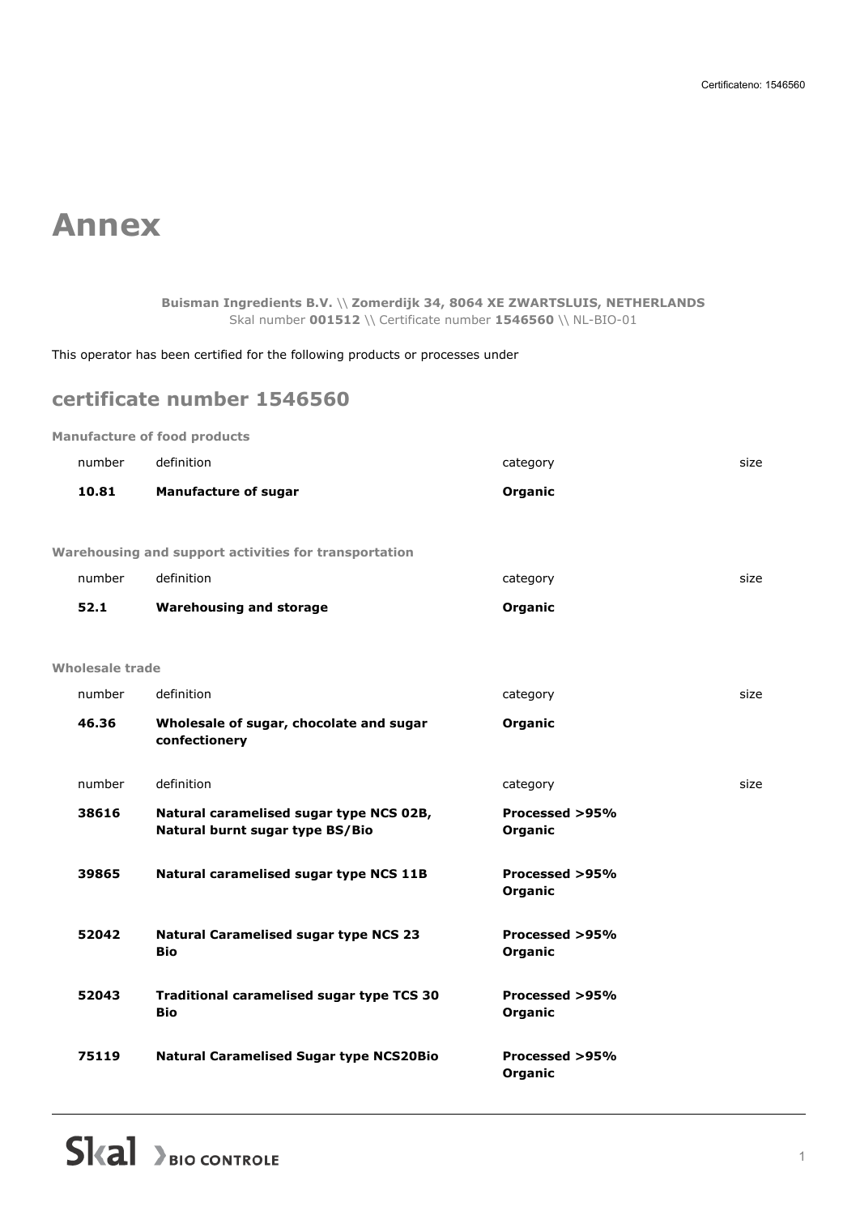# Annex

**Buisman Ingredients B.V.** \\ **Zomerdijk 34, 8064 XE ZWARTSLUIS, NETHERLANDS**
Skal number **001512** \\ Certificate number **1546560** \\ NL-BIO-01

This operator has been certified for the following products or processes under

## certificate number 1546560

### Manufacture of food products

| number | definition | category | size |
|---|---|---|---|
| **10.81** | **Manufacture of sugar** | **Organic** | |

### Warehousing and support activities for transportation

| number | definition | category | size |
|---|---|---|---|
| **52.1** | **Warehousing and storage** | **Organic** | |

### Wholesale trade

| number | definition | category | size |
|---|---|---|---|
| **46.36** | **Wholesale of sugar, chocolate and sugar confectionery** | **Organic** | |

| number | definition | category | size |
|---|---|---|---|
| **38616** | **Natural caramelised sugar type NCS 02B, Natural burnt sugar type BS/Bio** | **Processed >95% Organic** | |
| **39865** | **Natural caramelised sugar type NCS 11B** | **Processed >95% Organic** | |
| **52042** | **Natural Caramelised sugar type NCS 23 Bio** | **Processed >95% Organic** | |
| **52043** | **Traditional caramelised sugar type TCS 30 Bio** | **Processed >95% Organic** | |
| **75119** | **Natural Caramelised Sugar type NCS20Bio** | **Processed >95% Organic** | |